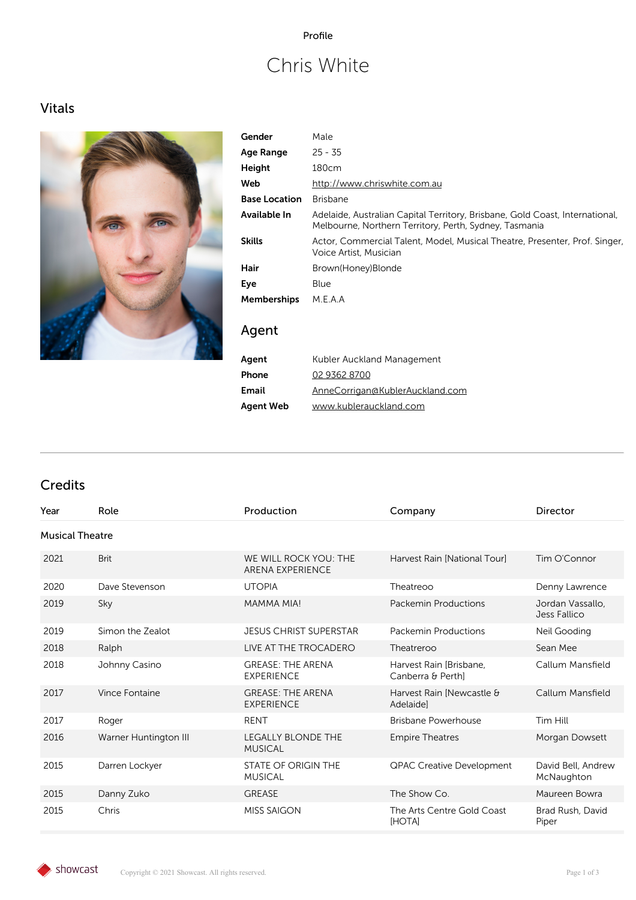Profile

# Chris White

## Vitals

| | |
|---|---|
| **Gender** | Male |
| **Age Range** | 25 - 35 |
| **Height** | 180cm |
| **Web** | http://www.chriswhite.com.au |
| **Base Location** | Brisbane |
| **Available In** | Adelaide, Australian Capital Territory, Brisbane, Gold Coast, International, Melbourne, Northern Territory, Perth, Sydney, Tasmania |
| **Skills** | Actor, Commercial Talent, Model, Musical Theatre, Presenter, Prof. Singer, Voice Artist, Musician |
| **Hair** | Brown(Honey)Blonde |
| **Eye** | Blue |
| **Memberships** | M.E.A.A |

## Agent

| | |
|---|---|
| **Agent** | Kubler Auckland Management |
| **Phone** | 02 9362 8700 |
| **Email** | AnneCorrigan@KublerAuckland.com |
| **Agent Web** | www.kublerauckland.com |

---

## Credits

| Year | Role | Production | Company | Director |
|---|---|---|---|---|
| **Musical Theatre** | | | | |
| 2021 | Brit | WE WILL ROCK YOU: THE ARENA EXPERIENCE | Harvest Rain [National Tour] | Tim O'Connor |
| 2020 | Dave Stevenson | UTOPIA | Theatreoo | Denny Lawrence |
| 2019 | Sky | MAMMA MIA! | Packemin Productions | Jordan Vassallo, Jess Fallico |
| 2019 | Simon the Zealot | JESUS CHRIST SUPERSTAR | Packemin Productions | Neil Gooding |
| 2018 | Ralph | LIVE AT THE TROCADERO | Theatreoo | Sean Mee |
| 2018 | Johnny Casino | GREASE: THE ARENA EXPERIENCE | Harvest Rain [Brisbane, Canberra & Perth] | Callum Mansfield |
| 2017 | Vince Fontaine | GREASE: THE ARENA EXPERIENCE | Harvest Rain [Newcastle & Adelaide] | Callum Mansfield |
| 2017 | Roger | RENT | Brisbane Powerhouse | Tim Hill |
| 2016 | Warner Huntington III | LEGALLY BLONDE THE MUSICAL | Empire Theatres | Morgan Dowsett |
| 2015 | Darren Lockyer | STATE OF ORIGIN THE MUSICAL | QPAC Creative Development | David Bell, Andrew McNaughton |
| 2015 | Danny Zuko | GREASE | The Show Co. | Maureen Bowra |
| 2015 | Chris | MISS SAIGON | The Arts Centre Gold Coast [HOTA] | Brad Rush, David Piper |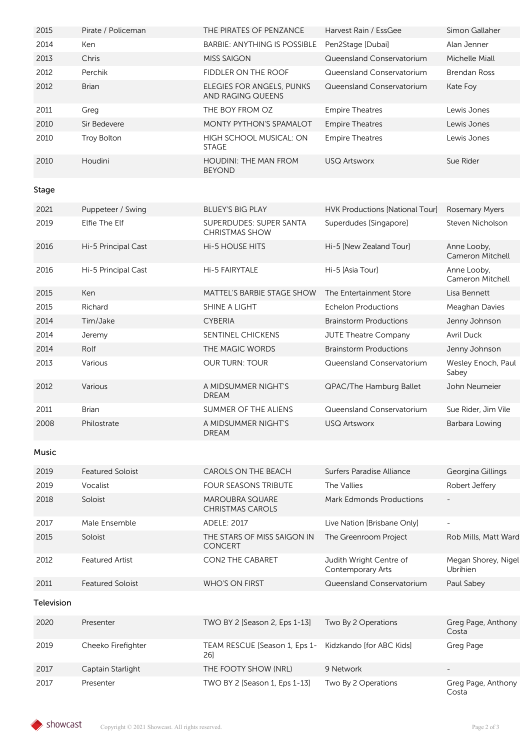| | | | | |
|---|---|---|---|---|
| 2015 | Pirate / Policeman | THE PIRATES OF PENZANCE | Harvest Rain / EssGee | Simon Gallaher |
| 2014 | Ken | BARBIE: ANYTHING IS POSSIBLE | Pen2Stage [Dubai] | Alan Jenner |
| 2013 | Chris | MISS SAIGON | Queensland Conservatorium | Michelle Miall |
| 2012 | Perchik | FIDDLER ON THE ROOF | Queensland Conservatorium | Brendan Ross |
| 2012 | Brian | ELEGIES FOR ANGELS, PUNKS AND RAGING QUEENS | Queensland Conservatorium | Kate Foy |
| 2011 | Greg | THE BOY FROM OZ | Empire Theatres | Lewis Jones |
| 2010 | Sir Bedevere | MONTY PYTHON'S SPAMALOT | Empire Theatres | Lewis Jones |
| 2010 | Troy Bolton | HIGH SCHOOL MUSICAL: ON STAGE | Empire Theatres | Lewis Jones |
| 2010 | Houdini | HOUDINI: THE MAN FROM BEYOND | USQ Artsworx | Sue Rider |

### Stage

| | | | | |
|---|---|---|---|---|
| 2021 | Puppeteer / Swing | BLUEY'S BIG PLAY | HVK Productions [National Tour] | Rosemary Myers |
| 2019 | Elfie The Elf | SUPERDUDES: SUPER SANTA CHRISTMAS SHOW | Superdudes [Singapore] | Steven Nicholson |
| 2016 | Hi-5 Principal Cast | Hi-5 HOUSE HITS | Hi-5 [New Zealand Tour] | Anne Looby, Cameron Mitchell |
| 2016 | Hi-5 Principal Cast | Hi-5 FAIRYTALE | Hi-5 [Asia Tour] | Anne Looby, Cameron Mitchell |
| 2015 | Ken | MATTEL'S BARBIE STAGE SHOW | The Entertainment Store | Lisa Bennett |
| 2015 | Richard | SHINE A LIGHT | Echelon Productions | Meaghan Davies |
| 2014 | Tim/Jake | CYBERIA | Brainstorm Productions | Jenny Johnson |
| 2014 | Jeremy | SENTINEL CHICKENS | JUTE Theatre Company | Avril Duck |
| 2014 | Rolf | THE MAGIC WORDS | Brainstorm Productions | Jenny Johnson |
| 2013 | Various | OUR TURN: TOUR | Queensland Conservatorium | Wesley Enoch, Paul Sabey |
| 2012 | Various | A MIDSUMMER NIGHT'S DREAM | QPAC/The Hamburg Ballet | John Neumeier |
| 2011 | Brian | SUMMER OF THE ALIENS | Queensland Conservatorium | Sue Rider, Jim Vile |
| 2008 | Philostrate | A MIDSUMMER NIGHT'S DREAM | USQ Artsworx | Barbara Lowing |

### Music

| | | | | |
|---|---|---|---|---|
| 2019 | Featured Soloist | CAROLS ON THE BEACH | Surfers Paradise Alliance | Georgina Gillings |
| 2019 | Vocalist | FOUR SEASONS TRIBUTE | The Vallies | Robert Jeffery |
| 2018 | Soloist | MAROUBRA SQUARE CHRISTMAS CAROLS | Mark Edmonds Productions | - |
| 2017 | Male Ensemble | ADELE: 2017 | Live Nation [Brisbane Only] | - |
| 2015 | Soloist | THE STARS OF MISS SAIGON IN CONCERT | The Greenroom Project | Rob Mills, Matt Ward |
| 2012 | Featured Artist | CON2 THE CABARET | Judith Wright Centre of Contemporary Arts | Megan Shorey, Nigel Ubrihien |
| 2011 | Featured Soloist | WHO'S ON FIRST | Queensland Conservatorium | Paul Sabey |

### Television

| | | | | |
|---|---|---|---|---|
| 2020 | Presenter | TWO BY 2 [Season 2, Eps 1-13] | Two By 2 Operations | Greg Page, Anthony Costa |
| 2019 | Cheeko Firefighter | TEAM RESCUE [Season 1, Eps 1-26] | Kidzkando [for ABC Kids] | Greg Page |
| 2017 | Captain Starlight | THE FOOTY SHOW (NRL) | 9 Network | - |
| 2017 | Presenter | TWO BY 2 [Season 1, Eps 1-13] | Two By 2 Operations | Greg Page, Anthony Costa |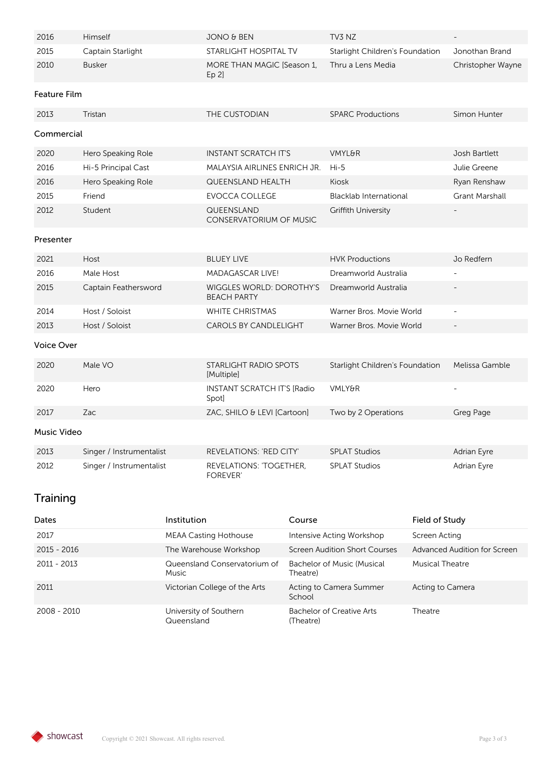| | | | | |
|---|---|---|---|---|
| 2016 | Himself | JONO & BEN | TV3 NZ | - |
| 2015 | Captain Starlight | STARLIGHT HOSPITAL TV | Starlight Children's Foundation | Jonothan Brand |
| 2010 | Busker | MORE THAN MAGIC [Season 1, Ep 2] | Thru a Lens Media | Christopher Wayne |

### Feature Film

| | | | | |
|---|---|---|---|---|
| 2013 | Tristan | THE CUSTODIAN | SPARC Productions | Simon Hunter |

### Commercial

| | | | | |
|---|---|---|---|---|
| 2020 | Hero Speaking Role | INSTANT SCRATCH IT'S | VMYL&R | Josh Bartlett |
| 2016 | Hi-5 Principal Cast | MALAYSIA AIRLINES ENRICH JR. | Hi-5 | Julie Greene |
| 2016 | Hero Speaking Role | QUEENSLAND HEALTH | Kiosk | Ryan Renshaw |
| 2015 | Friend | EVOCCA COLLEGE | Blacklab International | Grant Marshall |
| 2012 | Student | QUEENSLAND CONSERVATORIUM OF MUSIC | Griffith University | - |

### Presenter

| | | | | |
|---|---|---|---|---|
| 2021 | Host | BLUEY LIVE | HVK Productions | Jo Redfern |
| 2016 | Male Host | MADAGASCAR LIVE! | Dreamworld Australia | - |
| 2015 | Captain Feathersword | WIGGLES WORLD: DOROTHY'S BEACH PARTY | Dreamworld Australia | - |
| 2014 | Host / Soloist | WHITE CHRISTMAS | Warner Bros. Movie World | - |
| 2013 | Host / Soloist | CAROLS BY CANDLELIGHT | Warner Bros. Movie World | - |

### Voice Over

| | | | | |
|---|---|---|---|---|
| 2020 | Male VO | STARLIGHT RADIO SPOTS [Multiple] | Starlight Children's Foundation | Melissa Gamble |
| 2020 | Hero | INSTANT SCRATCH IT'S [Radio Spot] | VMLY&R | - |
| 2017 | Zac | ZAC, SHILO & LEVI [Cartoon] | Two by 2 Operations | Greg Page |

### Music Video

| | | | | |
|---|---|---|---|---|
| 2013 | Singer / Instrumentalist | REVELATIONS: 'RED CITY' | SPLAT Studios | Adrian Eyre |
| 2012 | Singer / Instrumentalist | REVELATIONS: 'TOGETHER, FOREVER' | SPLAT Studios | Adrian Eyre |

## Training

| Dates | Institution | Course | Field of Study |
|---|---|---|---|
| 2017 | MEAA Casting Hothouse | Intensive Acting Workshop | Screen Acting |
| 2015 - 2016 | The Warehouse Workshop | Screen Audition Short Courses | Advanced Audition for Screen |
| 2011 - 2013 | Queensland Conservatorium of Music | Bachelor of Music (Musical Theatre) | Musical Theatre |
| 2011 | Victorian College of the Arts | Acting to Camera Summer School | Acting to Camera |
| 2008 - 2010 | University of Southern Queensland | Bachelor of Creative Arts (Theatre) | Theatre |